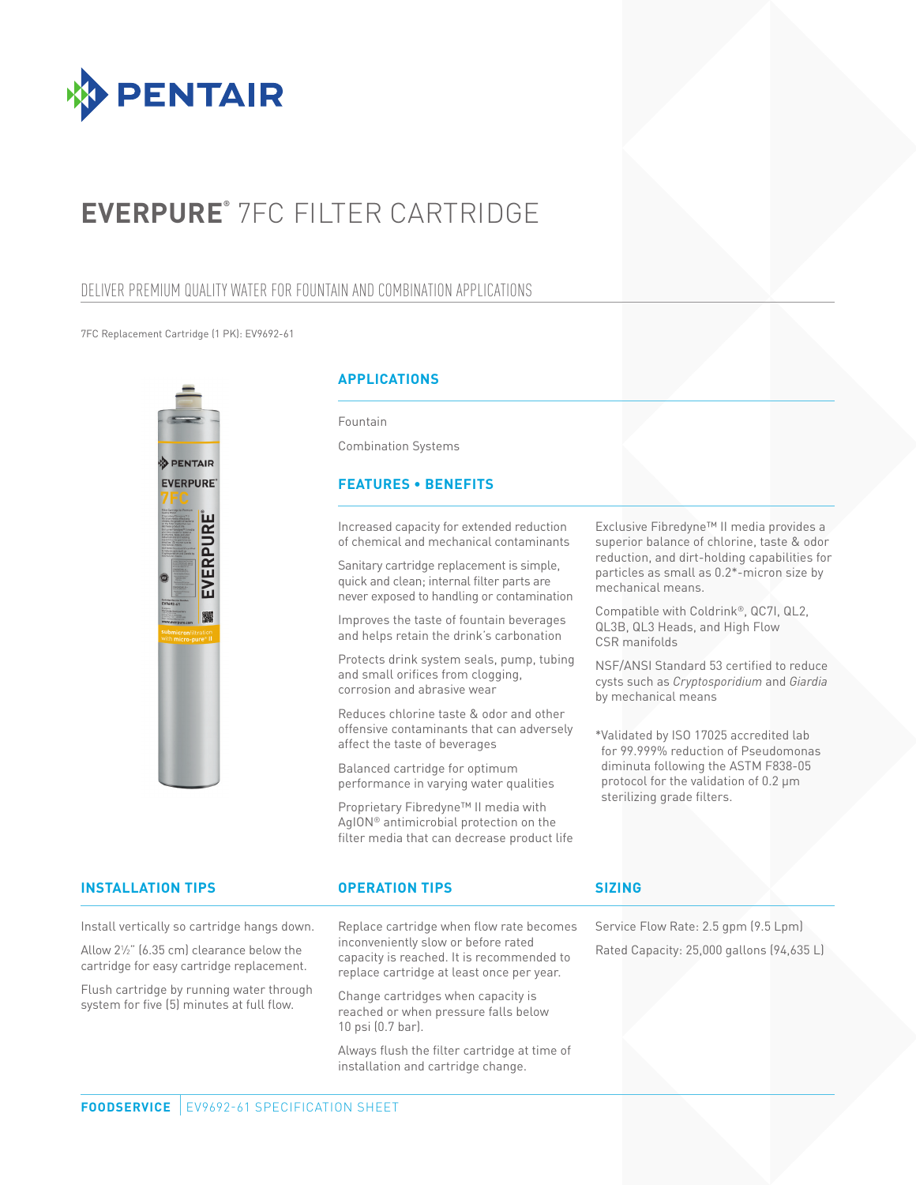# EVERPURE® 7FC FILTER CARTRIDGE

## DELIVER PREMIUM QUALITY WATER FOR FOUNTAIN AND COMBINATION APPLICATIONS

7FC Replacement Cartridge (1 PK): EV9692-61

### APPLICATIONS

Fountain

Combination Systems

### FEATURES • BENEFITS

Increased capacity for extended reduction of chemical and mechanical contaminants

Sanitary cartridge replacement is simple, quick and clean; internal filter parts are never exposed to handling or contamination

Improves the taste of fountain beverages and helps retain the drink's carbonation

Protects drink system seals, pump, tubing and small orifices from clogging, corrosion and abrasive wear

Reduces chlorine taste & odor and other offensive contaminants that can adversely affect the taste of beverages

Balanced cartridge for optimum performance in varying water qualities

Proprietary Fibredyne™ II media with AgION® antimicrobial protection on the filter media that can decrease product life

Exclusive Fibredyne™ II media provides a superior balance of chlorine, taste & odor reduction, and dirt-holding capabilities for particles as small as 0.2*-micron size by mechanical means.

Compatible with Coldrink®, QC7I, QL2, QL3B, QL3 Heads, and High Flow CSR manifolds

NSF/ANSI Standard 53 certified to reduce cysts such as *Cryptosporidium* and *Giardia* by mechanical means

*Validated by ISO 17025 accredited lab for 99.999% reduction of Pseudomonas diminuta following the ASTM F838-05 protocol for the validation of 0.2 µm sterilizing grade filters.

### INSTALLATION TIPS

Install vertically so cartridge hangs down.

Allow 2½" (6.35 cm) clearance below the cartridge for easy cartridge replacement.

Flush cartridge by running water through system for five (5) minutes at full flow.

### OPERATION TIPS

Replace cartridge when flow rate becomes inconveniently slow or before rated capacity is reached. It is recommended to replace cartridge at least once per year.

Change cartridges when capacity is reached or when pressure falls below 10 psi (0.7 bar).

Always flush the filter cartridge at time of installation and cartridge change.

### SIZING

Service Flow Rate: 2.5 gpm (9.5 Lpm)

Rated Capacity: 25,000 gallons (94,635 L)

**FOODSERVICE** | EV9692-61 SPECIFICATION SHEET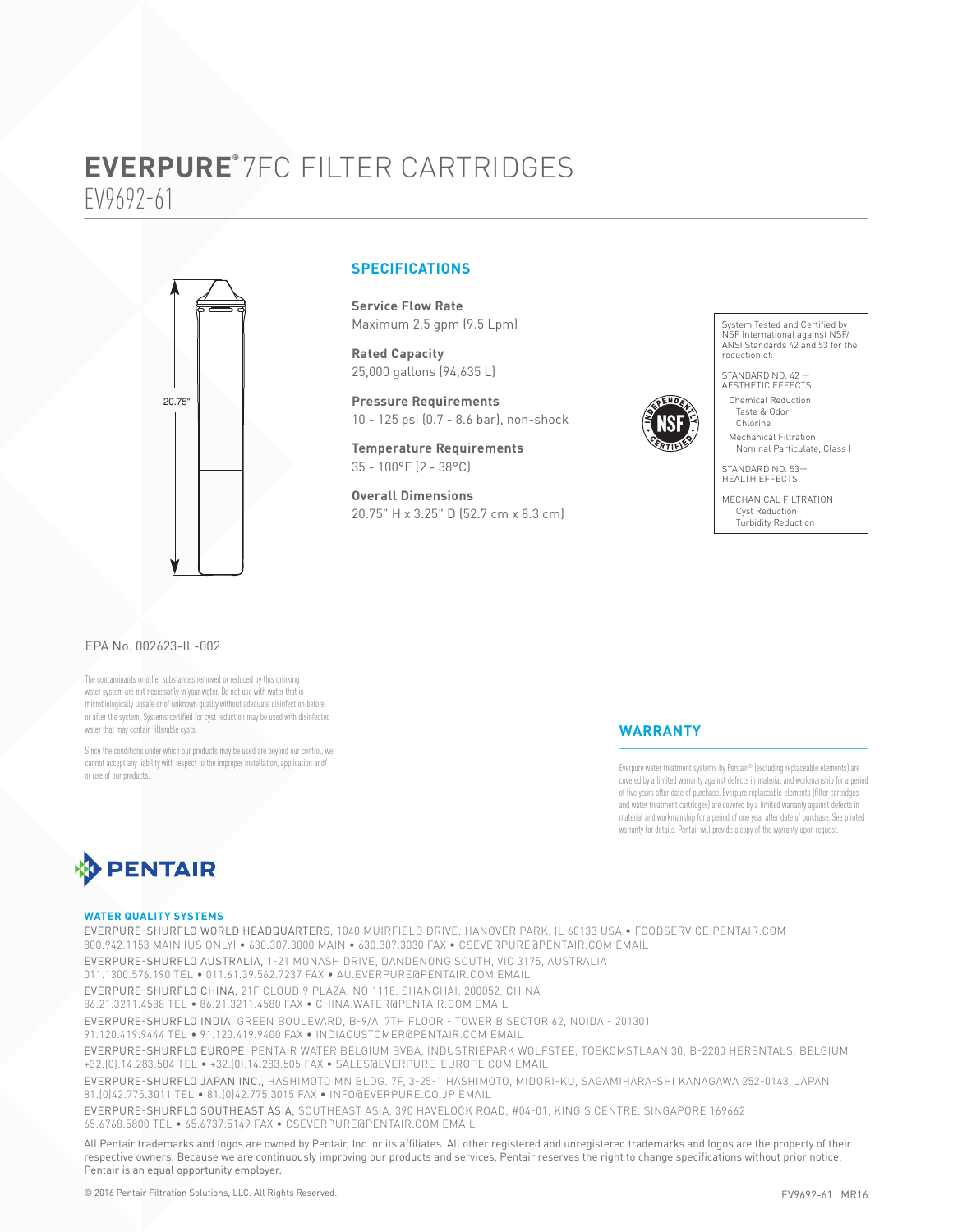# EVERPURE® 7FC FILTER CARTRIDGES
EV9692-61

20.75"

## SPECIFICATIONS

**Service Flow Rate**
Maximum 2.5 gpm (9.5 Lpm)

**Rated Capacity**
25,000 gallons (94,635 L)

**Pressure Requirements**
10 - 125 psi (0.7 - 8.6 bar), non-shock

**Temperature Requirements**
35 - 100°F (2 - 38°C)

**Overall Dimensions**
20.75" H x 3.25" D (52.7 cm x 8.3 cm)

INDEPENDENTLY NSF CERTIFIED

System Tested and Certified by NSF International against NSF/ANSI Standards 42 and 53 for the reduction of:

STANDARD NO. 42 — AESTHETIC EFFECTS
- Chemical Reduction
  - Taste & Odor
  - Chlorine
- Mechanical Filtration
  - Nominal Particulate, Class I

STANDARD NO. 53— HEALTH EFFECTS

MECHANICAL FILTRATION
- Cyst Reduction
- Turbidity Reduction

EPA No. 002623-IL-002

The contaminants or other substances removed or reduced by this drinking water system are not necessarily in your water. Do not use with water that is microbiologically unsafe or of unknown quality without adequate disinfection before or after the system. Systems certified for cyst reduction may be used with disinfected water that may contain filterable cysts.

Since the conditions under which our products may be used are beyond our control, we cannot accept any liability with respect to the improper installation, application and/or use of our products.

## WARRANTY

Everpure water treatment systems by Pentair® (excluding replaceable elements) are covered by a limited warranty against defects in material and workmanship for a period of five years after date of purchase. Everpure replaceable elements (filter cartridges and water treatment cartridges) are covered by a limited warranty against defects in material and workmanship for a period of one year after date of purchase. See printed warranty for details. Pentair will provide a copy of the warranty upon request.

PENTAIR

**WATER QUALITY SYSTEMS**

EVERPURE-SHURFLO WORLD HEADQUARTERS, 1040 MUIRFIELD DRIVE, HANOVER PARK, IL 60133 USA • FOODSERVICE.PENTAIR.COM
800.942.1153 MAIN (US ONLY) • 630.307.3000 MAIN • 630.307.3030 FAX • CSEVERPURE@PENTAIR.COM EMAIL

EVERPURE-SHURFLO AUSTRALIA, 1-21 MONASH DRIVE, DANDENONG SOUTH, VIC 3175, AUSTRALIA
011.1300.576.190 TEL • 011.61.39.562.7237 FAX • AU.EVERPURE@PENTAIR.COM EMAIL

EVERPURE-SHURFLO CHINA, 21F CLOUD 9 PLAZA, NO 1118, SHANGHAI, 200052, CHINA
86.21.3211.4588 TEL • 86.21.3211.4580 FAX • CHINA.WATER@PENTAIR.COM EMAIL

EVERPURE-SHURFLO INDIA, GREEN BOULEVARD, B-9/A, 7TH FLOOR - TOWER B SECTOR 62, NOIDA - 201301
91.120.419.9444 TEL • 91.120.419.9400 FAX • INDIACUSTOMER@PENTAIR.COM EMAIL

EVERPURE-SHURFLO EUROPE, PENTAIR WATER BELGIUM BVBA, INDUSTRIEPARK WOLFSTEE, TOEKOMSTLAAN 30, B-2200 HERENTALS, BELGIUM
+32.(0).14.283.504 TEL • +32.(0).14.283.505 FAX • SALES@EVERPURE-EUROPE.COM EMAIL

EVERPURE-SHURFLO JAPAN INC., HASHIMOTO MN BLDG. 7F, 3-25-1 HASHIMOTO, MIDORI-KU, SAGAMIHARA-SHI KANAGAWA 252-0143, JAPAN
81.(0)42.775.3011 TEL • 81.(0)42.775.3015 FAX • INFO@EVERPURE.CO.JP EMAIL

EVERPURE-SHURFLO SOUTHEAST ASIA, SOUTHEAST ASIA, 390 HAVELOCK ROAD, #04-01, KING'S CENTRE, SINGAPORE 169662
65.6768.5800 TEL • 65.6737.5149 FAX • CSEVERPURE@PENTAIR.COM EMAIL

All Pentair trademarks and logos are owned by Pentair, Inc. or its affiliates. All other registered and unregistered trademarks and logos are the property of their respective owners. Because we are continuously improving our products and services, Pentair reserves the right to change specifications without prior notice. Pentair is an equal opportunity employer.

© 2016 Pentair Filtration Solutions, LLC. All Rights Reserved.

EV9692-61 MR16